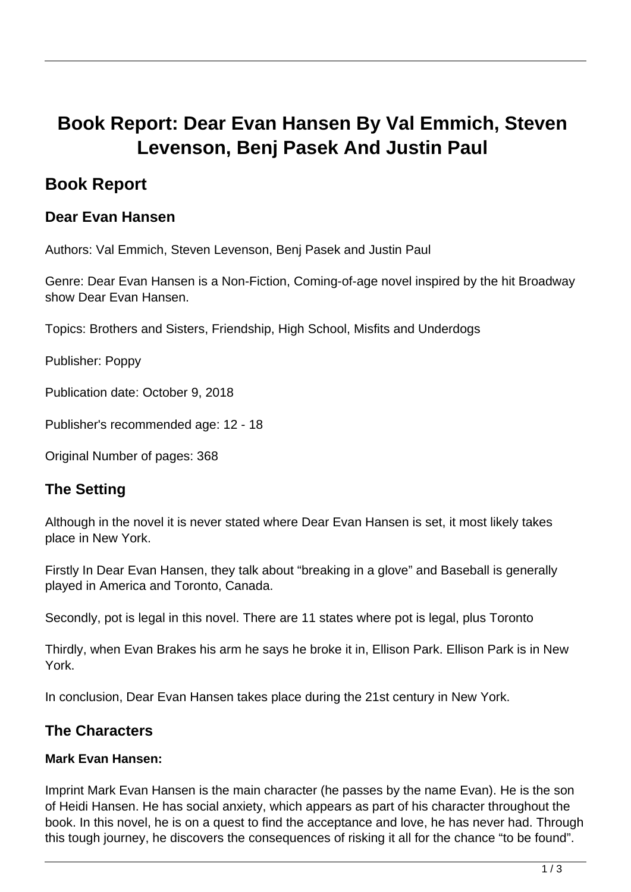# Book Report: Dear Evan Hansen By Val Emmich, Steven Levenson, Benj Pasek And Justin Paul

## Book Report

### Dear Evan Hansen

Authors: Val Emmich, Steven Levenson, Benj Pasek and Justin Paul

Genre: Dear Evan Hansen is a Non-Fiction, Coming-of-age novel inspired by the hit Broadway show Dear Evan Hansen.

Topics: Brothers and Sisters, Friendship, High School, Misfits and Underdogs

Publisher: Poppy

Publication date: October 9, 2018

Publisher's recommended age: 12 - 18

Original Number of pages: 368

### The Setting

Although in the novel it is never stated where Dear Evan Hansen is set, it most likely takes place in New York.

Firstly In Dear Evan Hansen, they talk about "breaking in a glove" and Baseball is generally played in America and Toronto, Canada.

Secondly, pot is legal in this novel. There are 11 states where pot is legal, plus Toronto

Thirdly, when Evan Brakes his arm he says he broke it in, Ellison Park. Ellison Park is in New York.

In conclusion, Dear Evan Hansen takes place during the 21st century in New York.

### The Characters

**Mark Evan Hansen:**

Imprint Mark Evan Hansen is the main character (he passes by the name Evan). He is the son of Heidi Hansen. He has social anxiety, which appears as part of his character throughout the book. In this novel, he is on a quest to find the acceptance and love, he has never had. Through this tough journey, he discovers the consequences of risking it all for the chance "to be found".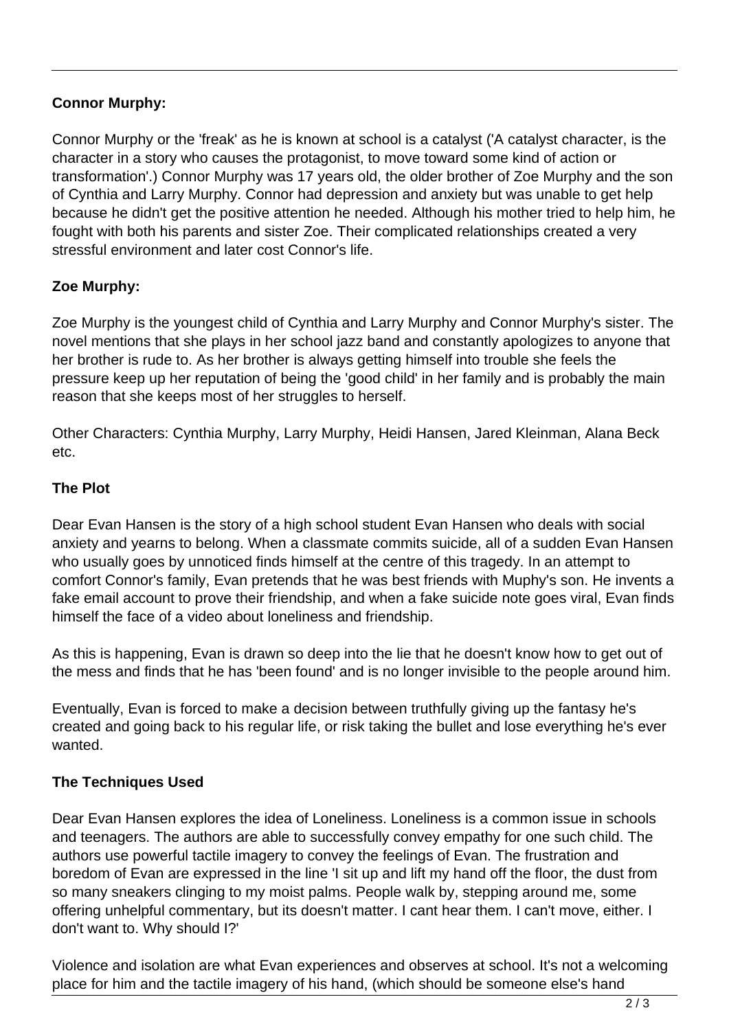**Connor Murphy:**

Connor Murphy or the 'freak' as he is known at school is a catalyst ('A catalyst character, is the character in a story who causes the protagonist, to move toward some kind of action or transformation'.) Connor Murphy was 17 years old, the older brother of Zoe Murphy and the son of Cynthia and Larry Murphy. Connor had depression and anxiety but was unable to get help because he didn't get the positive attention he needed. Although his mother tried to help him, he fought with both his parents and sister Zoe. Their complicated relationships created a very stressful environment and later cost Connor's life.

**Zoe Murphy:**

Zoe Murphy is the youngest child of Cynthia and Larry Murphy and Connor Murphy's sister. The novel mentions that she plays in her school jazz band and constantly apologizes to anyone that her brother is rude to. As her brother is always getting himself into trouble she feels the pressure keep up her reputation of being the 'good child' in her family and is probably the main reason that she keeps most of her struggles to herself.

Other Characters: Cynthia Murphy, Larry Murphy, Heidi Hansen, Jared Kleinman, Alana Beck etc.

**The Plot**

Dear Evan Hansen is the story of a high school student Evan Hansen who deals with social anxiety and yearns to belong. When a classmate commits suicide, all of a sudden Evan Hansen who usually goes by unnoticed finds himself at the centre of this tragedy. In an attempt to comfort Connor's family, Evan pretends that he was best friends with Muphy's son. He invents a fake email account to prove their friendship, and when a fake suicide note goes viral, Evan finds himself the face of a video about loneliness and friendship.

As this is happening, Evan is drawn so deep into the lie that he doesn't know how to get out of the mess and finds that he has 'been found' and is no longer invisible to the people around him.

Eventually, Evan is forced to make a decision between truthfully giving up the fantasy he's created and going back to his regular life, or risk taking the bullet and lose everything he's ever wanted.

**The Techniques Used**

Dear Evan Hansen explores the idea of Loneliness. Loneliness is a common issue in schools and teenagers. The authors are able to successfully convey empathy for one such child. The authors use powerful tactile imagery to convey the feelings of Evan. The frustration and boredom of Evan are expressed in the line 'I sit up and lift my hand off the floor, the dust from so many sneakers clinging to my moist palms. People walk by, stepping around me, some offering unhelpful commentary, but its doesn't matter. I cant hear them. I can't move, either. I don't want to. Why should I?'

Violence and isolation are what Evan experiences and observes at school. It's not a welcoming place for him and the tactile imagery of his hand, (which should be someone else's hand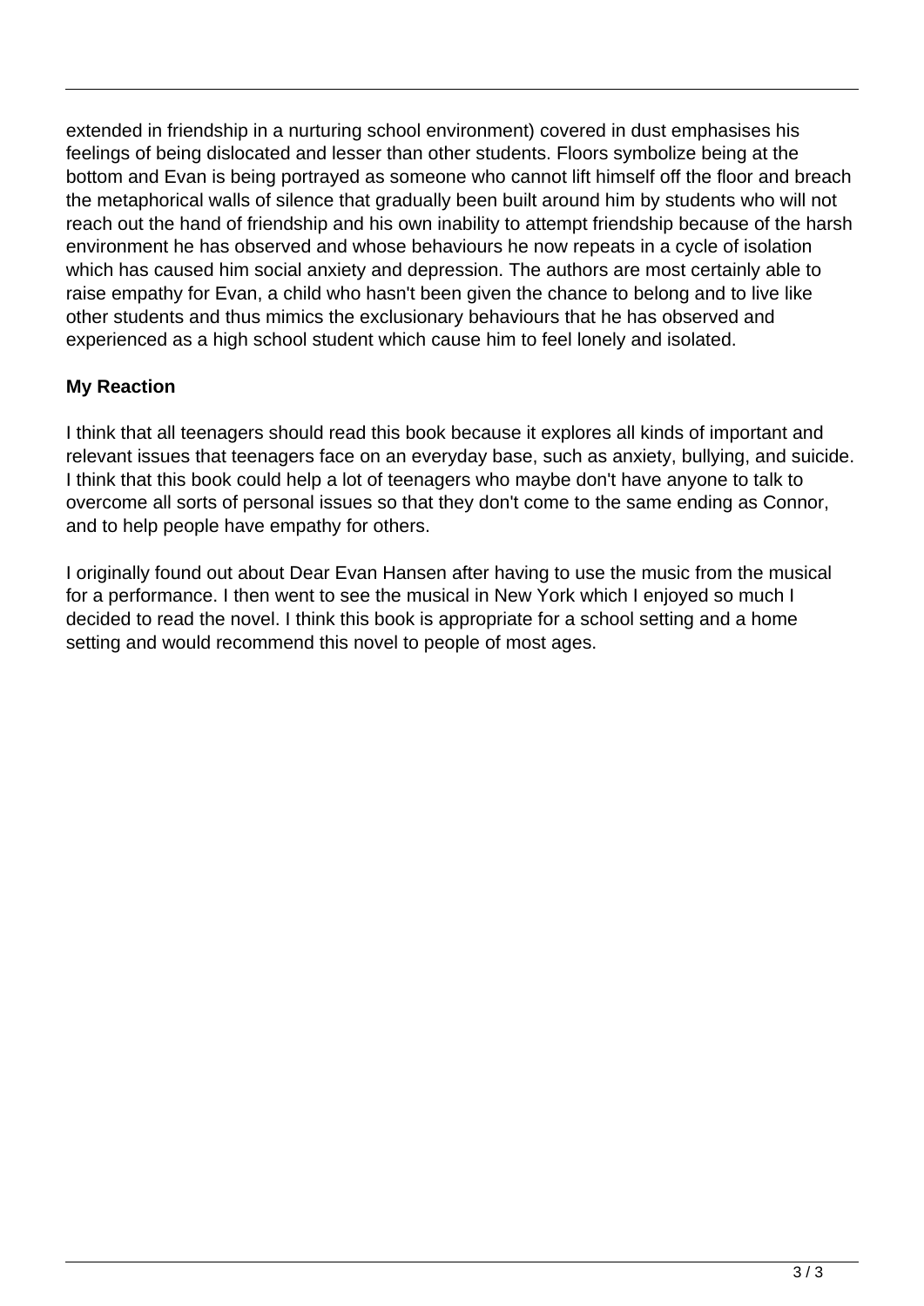extended in friendship in a nurturing school environment) covered in dust emphasises his feelings of being dislocated and lesser than other students. Floors symbolize being at the bottom and Evan is being portrayed as someone who cannot lift himself off the floor and breach the metaphorical walls of silence that gradually been built around him by students who will not reach out the hand of friendship and his own inability to attempt friendship because of the harsh environment he has observed and whose behaviours he now repeats in a cycle of isolation which has caused him social anxiety and depression. The authors are most certainly able to raise empathy for Evan, a child who hasn't been given the chance to belong and to live like other students and thus mimics the exclusionary behaviours that he has observed and experienced as a high school student which cause him to feel lonely and isolated.

**My Reaction**

I think that all teenagers should read this book because it explores all kinds of important and relevant issues that teenagers face on an everyday base, such as anxiety, bullying, and suicide. I think that this book could help a lot of teenagers who maybe don't have anyone to talk to overcome all sorts of personal issues so that they don't come to the same ending as Connor, and to help people have empathy for others.

I originally found out about Dear Evan Hansen after having to use the music from the musical for a performance. I then went to see the musical in New York which I enjoyed so much I decided to read the novel. I think this book is appropriate for a school setting and a home setting and would recommend this novel to people of most ages.